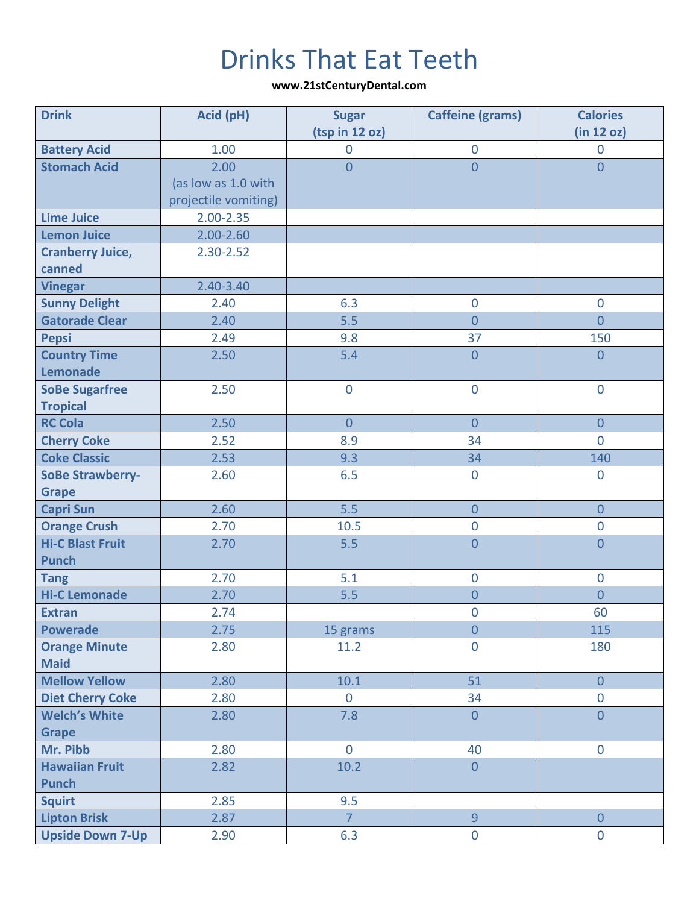# Drinks That Eat Teeth

**www.21stCenturyDental.com**

| Drink | Acid (pH) | Sugar (tsp in 12 oz) | Caffeine (grams) | Calories (in 12 oz) |
|---|---|---|---|---|
| Battery Acid | 1.00 | 0 | 0 | 0 |
| Stomach Acid | 2.00 (as low as 1.0 with projectile vomiting) | 0 | 0 | 0 |
| Lime Juice | 2.00-2.35 | | | |
| Lemon Juice | 2.00-2.60 | | | |
| Cranberry Juice, canned | 2.30-2.52 | | | |
| Vinegar | 2.40-3.40 | | | |
| Sunny Delight | 2.40 | 6.3 | 0 | 0 |
| Gatorade Clear | 2.40 | 5.5 | 0 | 0 |
| Pepsi | 2.49 | 9.8 | 37 | 150 |
| Country Time Lemonade | 2.50 | 5.4 | 0 | 0 |
| SoBe Sugarfree Tropical | 2.50 | 0 | 0 | 0 |
| RC Cola | 2.50 | 0 | 0 | 0 |
| Cherry Coke | 2.52 | 8.9 | 34 | 0 |
| Coke Classic | 2.53 | 9.3 | 34 | 140 |
| SoBe Strawberry-Grape | 2.60 | 6.5 | 0 | 0 |
| Capri Sun | 2.60 | 5.5 | 0 | 0 |
| Orange Crush | 2.70 | 10.5 | 0 | 0 |
| Hi-C Blast Fruit Punch | 2.70 | 5.5 | 0 | 0 |
| Tang | 2.70 | 5.1 | 0 | 0 |
| Hi-C Lemonade | 2.70 | 5.5 | 0 | 0 |
| Extran | 2.74 | | 0 | 60 |
| Powerade | 2.75 | 15 grams | 0 | 115 |
| Orange Minute Maid | 2.80 | 11.2 | 0 | 180 |
| Mellow Yellow | 2.80 | 10.1 | 51 | 0 |
| Diet Cherry Coke | 2.80 | 0 | 34 | 0 |
| Welch's White Grape | 2.80 | 7.8 | 0 | 0 |
| Mr. Pibb | 2.80 | 0 | 40 | 0 |
| Hawaiian Fruit Punch | 2.82 | 10.2 | 0 | |
| Squirt | 2.85 | 9.5 | | |
| Lipton Brisk | 2.87 | 7 | 9 | 0 |
| Upside Down 7-Up | 2.90 | 6.3 | 0 | 0 |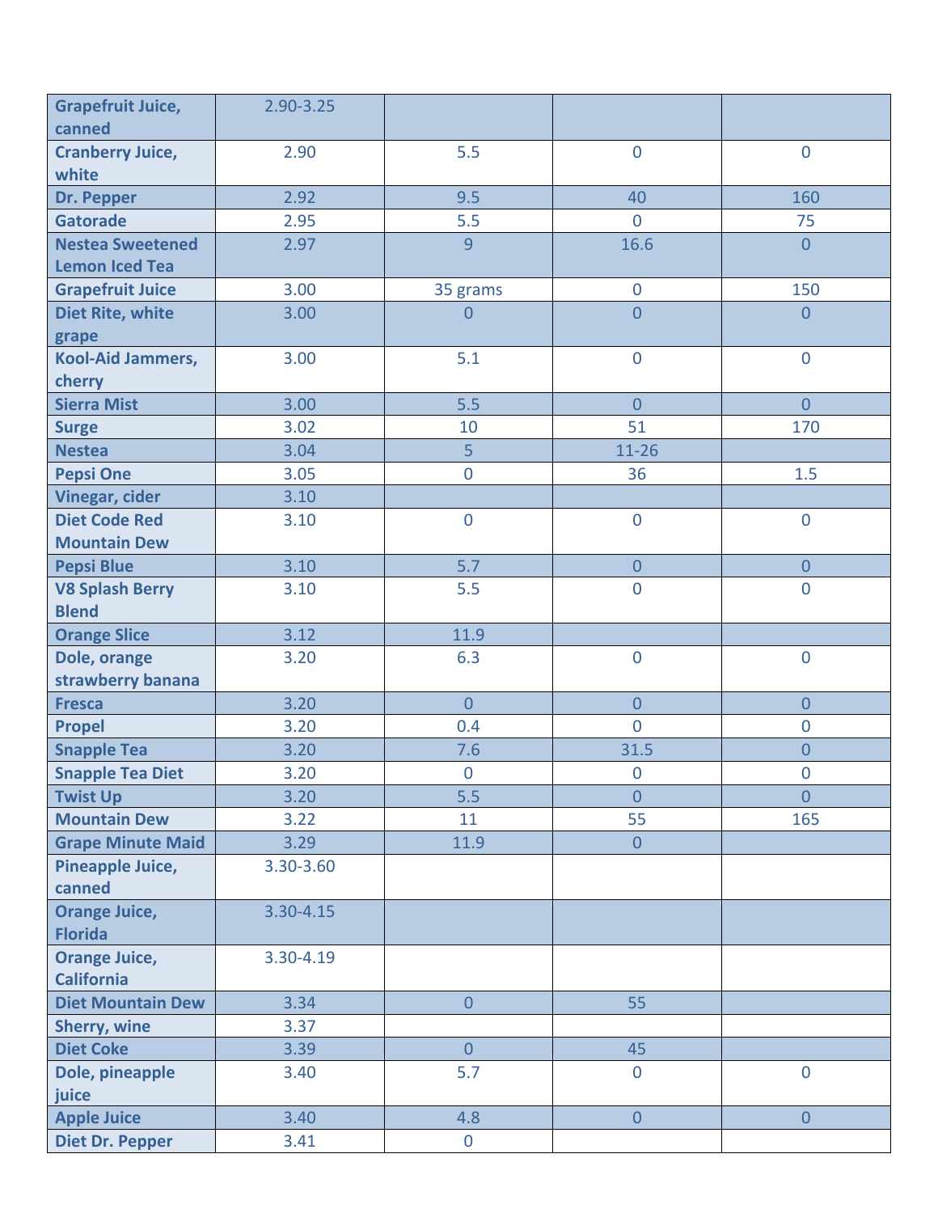| | | | | |
|---|---|---|---|---|
| **Grapefruit Juice, canned** | 2.90-3.25 | | | |
| **Cranberry Juice, white** | 2.90 | 5.5 | 0 | 0 |
| **Dr. Pepper** | 2.92 | 9.5 | 40 | 160 |
| **Gatorade** | 2.95 | 5.5 | 0 | 75 |
| **Nestea Sweetened Lemon Iced Tea** | 2.97 | 9 | 16.6 | 0 |
| **Grapefruit Juice** | 3.00 | 35 grams | 0 | 150 |
| **Diet Rite, white grape** | 3.00 | 0 | 0 | 0 |
| **Kool-Aid Jammers, cherry** | 3.00 | 5.1 | 0 | 0 |
| **Sierra Mist** | 3.00 | 5.5 | 0 | 0 |
| **Surge** | 3.02 | 10 | 51 | 170 |
| **Nestea** | 3.04 | 5 | 11-26 | |
| **Pepsi One** | 3.05 | 0 | 36 | 1.5 |
| **Vinegar, cider** | 3.10 | | | |
| **Diet Code Red Mountain Dew** | 3.10 | 0 | 0 | 0 |
| **Pepsi Blue** | 3.10 | 5.7 | 0 | 0 |
| **V8 Splash Berry Blend** | 3.10 | 5.5 | 0 | 0 |
| **Orange Slice** | 3.12 | 11.9 | | |
| **Dole, orange strawberry banana** | 3.20 | 6.3 | 0 | 0 |
| **Fresca** | 3.20 | 0 | 0 | 0 |
| **Propel** | 3.20 | 0.4 | 0 | 0 |
| **Snapple Tea** | 3.20 | 7.6 | 31.5 | 0 |
| **Snapple Tea Diet** | 3.20 | 0 | 0 | 0 |
| **Twist Up** | 3.20 | 5.5 | 0 | 0 |
| **Mountain Dew** | 3.22 | 11 | 55 | 165 |
| **Grape Minute Maid** | 3.29 | 11.9 | 0 | |
| **Pineapple Juice, canned** | 3.30-3.60 | | | |
| **Orange Juice, Florida** | 3.30-4.15 | | | |
| **Orange Juice, California** | 3.30-4.19 | | | |
| **Diet Mountain Dew** | 3.34 | 0 | 55 | |
| **Sherry, wine** | 3.37 | | | |
| **Diet Coke** | 3.39 | 0 | 45 | |
| **Dole, pineapple juice** | 3.40 | 5.7 | 0 | 0 |
| **Apple Juice** | 3.40 | 4.8 | 0 | 0 |
| **Diet Dr. Pepper** | 3.41 | 0 | | |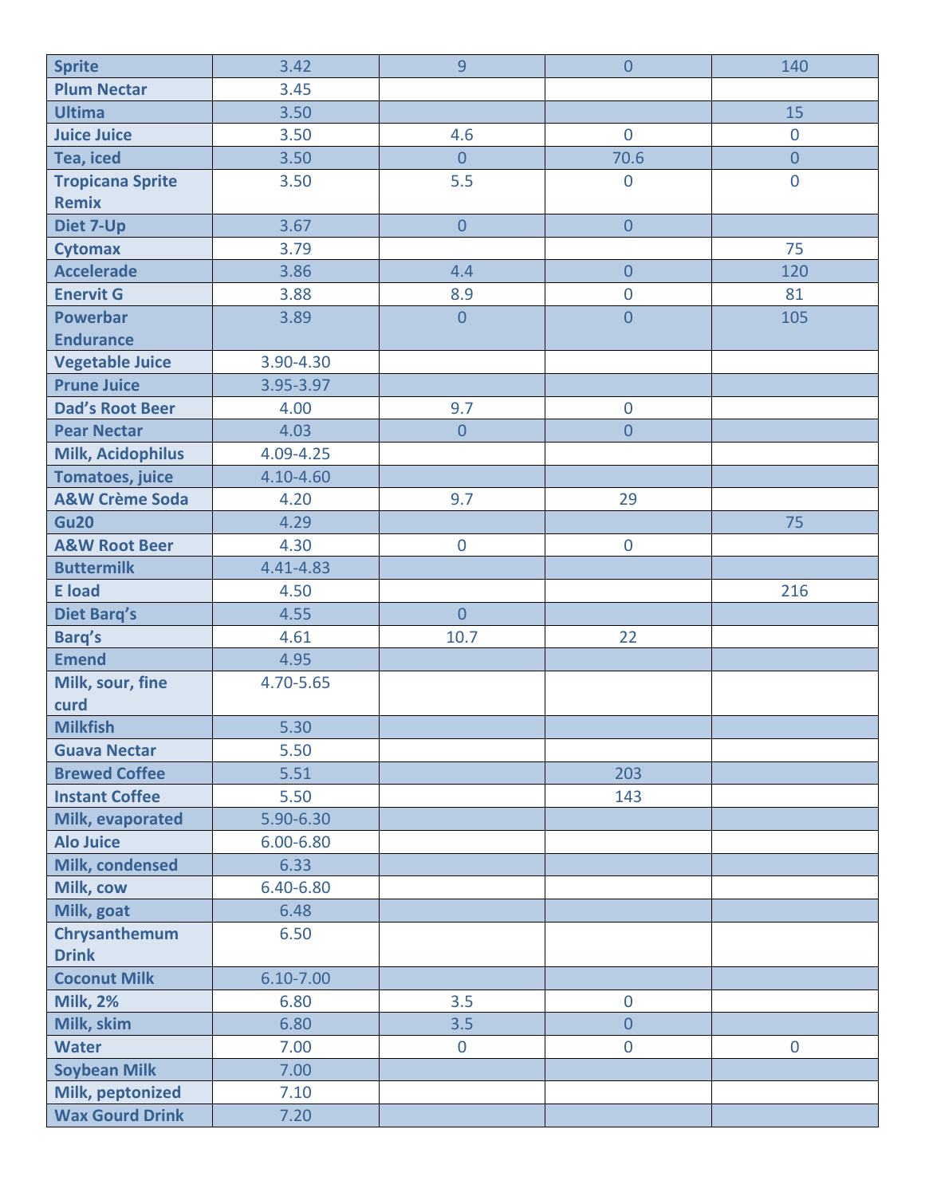| | | | | |
|---|---|---|---|---|
| **Sprite** | 3.42 | 9 | 0 | 140 |
| **Plum Nectar** | 3.45 | | | |
| **Ultima** | 3.50 | | | 15 |
| **Juice Juice** | 3.50 | 4.6 | 0 | 0 |
| **Tea, iced** | 3.50 | 0 | 70.6 | 0 |
| **Tropicana Sprite Remix** | 3.50 | 5.5 | 0 | 0 |
| **Diet 7-Up** | 3.67 | 0 | 0 | |
| **Cytomax** | 3.79 | | | 75 |
| **Accelerade** | 3.86 | 4.4 | 0 | 120 |
| **Enervit G** | 3.88 | 8.9 | 0 | 81 |
| **Powerbar Endurance** | 3.89 | 0 | 0 | 105 |
| **Vegetable Juice** | 3.90-4.30 | | | |
| **Prune Juice** | 3.95-3.97 | | | |
| **Dad's Root Beer** | 4.00 | 9.7 | 0 | |
| **Pear Nectar** | 4.03 | 0 | 0 | |
| **Milk, Acidophilus** | 4.09-4.25 | | | |
| **Tomatoes, juice** | 4.10-4.60 | | | |
| **A&W Crème Soda** | 4.20 | 9.7 | 29 | |
| **Gu20** | 4.29 | | | 75 |
| **A&W Root Beer** | 4.30 | 0 | 0 | |
| **Buttermilk** | 4.41-4.83 | | | |
| **E load** | 4.50 | | | 216 |
| **Diet Barq's** | 4.55 | 0 | | |
| **Barq's** | 4.61 | 10.7 | 22 | |
| **Emend** | 4.95 | | | |
| **Milk, sour, fine curd** | 4.70-5.65 | | | |
| **Milkfish** | 5.30 | | | |
| **Guava Nectar** | 5.50 | | | |
| **Brewed Coffee** | 5.51 | | 203 | |
| **Instant Coffee** | 5.50 | | 143 | |
| **Milk, evaporated** | 5.90-6.30 | | | |
| **Alo Juice** | 6.00-6.80 | | | |
| **Milk, condensed** | 6.33 | | | |
| **Milk, cow** | 6.40-6.80 | | | |
| **Milk, goat** | 6.48 | | | |
| **Chrysanthemum Drink** | 6.50 | | | |
| **Coconut Milk** | 6.10-7.00 | | | |
| **Milk, 2%** | 6.80 | 3.5 | 0 | |
| **Milk, skim** | 6.80 | 3.5 | 0 | |
| **Water** | 7.00 | 0 | 0 | 0 |
| **Soybean Milk** | 7.00 | | | |
| **Milk, peptonized** | 7.10 | | | |
| **Wax Gourd Drink** | 7.20 | | | |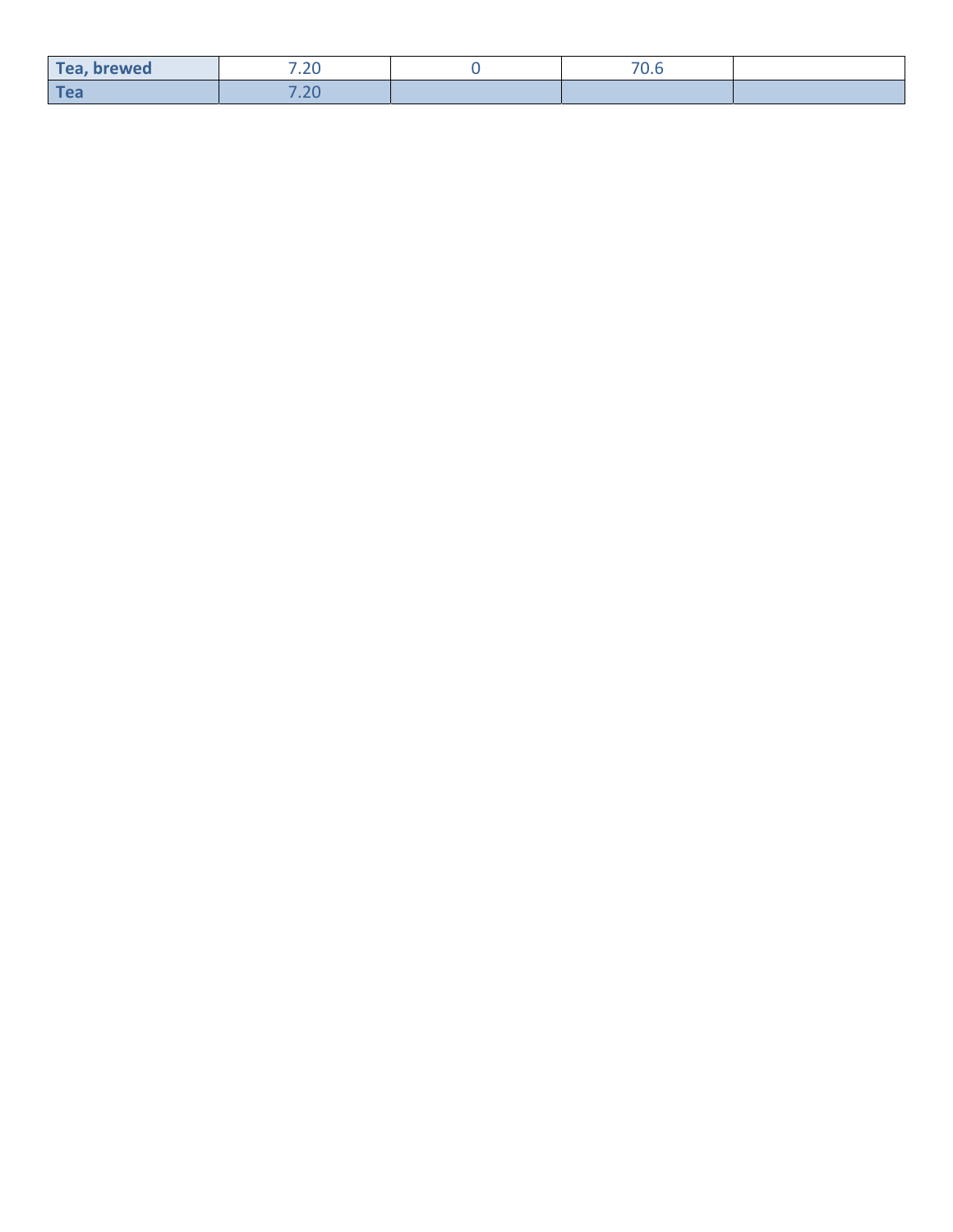| | | | | |
|---|---|---|---|---|
| **Tea, brewed** | 7.20 | 0 | 70.6 | |
| **Tea** | 7.20 | | | |